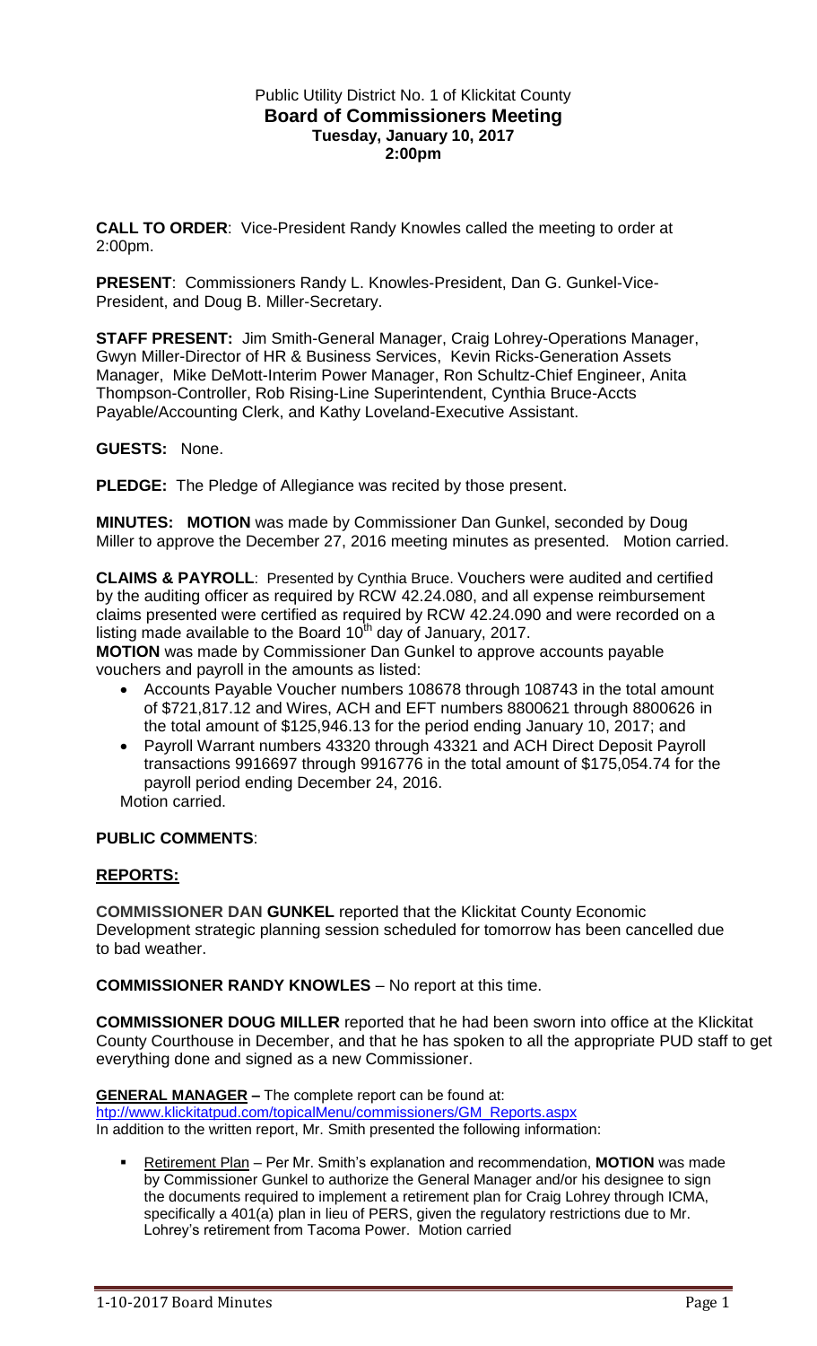Public Utility District No. 1 of Klickitat County
**Board of Commissioners Meeting**
**Tuesday, January 10, 2017**
**2:00pm**

**CALL TO ORDER**: Vice-President Randy Knowles called the meeting to order at 2:00pm.

**PRESENT**: Commissioners Randy L. Knowles-President, Dan G. Gunkel-Vice-President, and Doug B. Miller-Secretary.

**STAFF PRESENT:** Jim Smith-General Manager, Craig Lohrey-Operations Manager, Gwyn Miller-Director of HR & Business Services, Kevin Ricks-Generation Assets Manager, Mike DeMott-Interim Power Manager, Ron Schultz-Chief Engineer, Anita Thompson-Controller, Rob Rising-Line Superintendent, Cynthia Bruce-Accts Payable/Accounting Clerk, and Kathy Loveland-Executive Assistant.

**GUESTS:** None.

**PLEDGE:** The Pledge of Allegiance was recited by those present.

**MINUTES: MOTION** was made by Commissioner Dan Gunkel, seconded by Doug Miller to approve the December 27, 2016 meeting minutes as presented. Motion carried.

**CLAIMS & PAYROLL**: Presented by Cynthia Bruce. Vouchers were audited and certified by the auditing officer as required by RCW 42.24.080, and all expense reimbursement claims presented were certified as required by RCW 42.24.090 and were recorded on a listing made available to the Board 10th day of January, 2017.

**MOTION** was made by Commissioner Dan Gunkel to approve accounts payable vouchers and payroll in the amounts as listed:

- Accounts Payable Voucher numbers 108678 through 108743 in the total amount of $721,817.12 and Wires, ACH and EFT numbers 8800621 through 8800626 in the total amount of $125,946.13 for the period ending January 10, 2017; and
- Payroll Warrant numbers 43320 through 43321 and ACH Direct Deposit Payroll transactions 9916697 through 9916776 in the total amount of $175,054.74 for the payroll period ending December 24, 2016.

Motion carried.

**PUBLIC COMMENTS**:

**REPORTS:**

**COMMISSIONER DAN GUNKEL** reported that the Klickitat County Economic Development strategic planning session scheduled for tomorrow has been cancelled due to bad weather.

**COMMISSIONER RANDY KNOWLES** – No report at this time.

**COMMISSIONER DOUG MILLER** reported that he had been sworn into office at the Klickitat County Courthouse in December, and that he has spoken to all the appropriate PUD staff to get everything done and signed as a new Commissioner.

**GENERAL MANAGER –** The complete report can be found at: htp://www.klickitatpud.com/topicalMenu/commissioners/GM_Reports.aspx
In addition to the written report, Mr. Smith presented the following information:

- Retirement Plan – Per Mr. Smith's explanation and recommendation, **MOTION** was made by Commissioner Gunkel to authorize the General Manager and/or his designee to sign the documents required to implement a retirement plan for Craig Lohrey through ICMA, specifically a 401(a) plan in lieu of PERS, given the regulatory restrictions due to Mr. Lohrey's retirement from Tacoma Power. Motion carried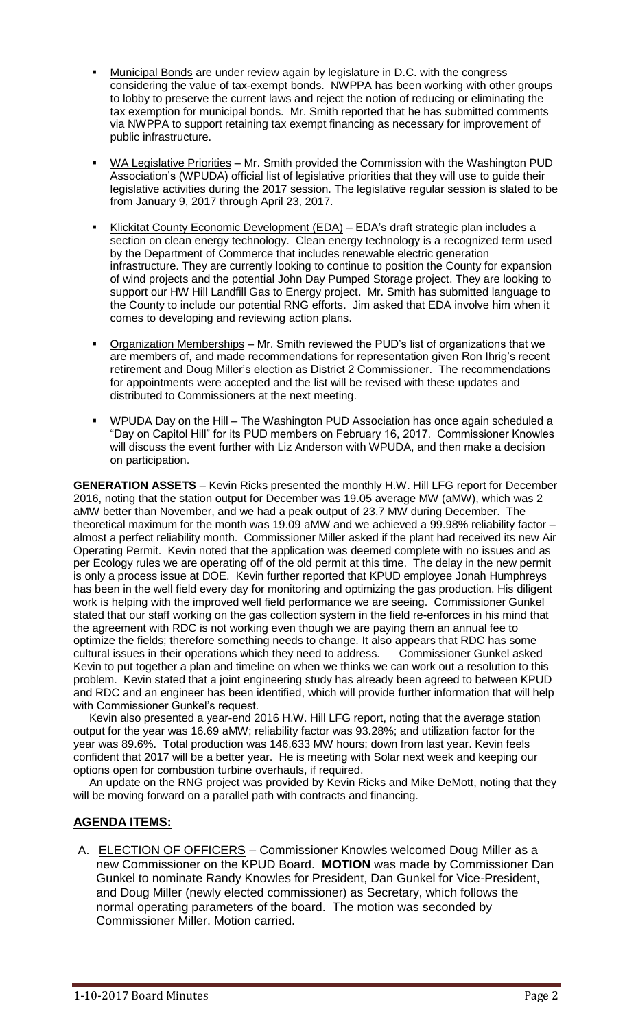- Municipal Bonds are under review again by legislature in D.C. with the congress considering the value of tax-exempt bonds. NWPPA has been working with other groups to lobby to preserve the current laws and reject the notion of reducing or eliminating the tax exemption for municipal bonds. Mr. Smith reported that he has submitted comments via NWPPA to support retaining tax exempt financing as necessary for improvement of public infrastructure.

- WA Legislative Priorities – Mr. Smith provided the Commission with the Washington PUD Association's (WPUDA) official list of legislative priorities that they will use to guide their legislative activities during the 2017 session. The legislative regular session is slated to be from January 9, 2017 through April 23, 2017.

- Klickitat County Economic Development (EDA) – EDA's draft strategic plan includes a section on clean energy technology. Clean energy technology is a recognized term used by the Department of Commerce that includes renewable electric generation infrastructure. They are currently looking to continue to position the County for expansion of wind projects and the potential John Day Pumped Storage project. They are looking to support our HW Hill Landfill Gas to Energy project. Mr. Smith has submitted language to the County to include our potential RNG efforts. Jim asked that EDA involve him when it comes to developing and reviewing action plans.

- Organization Memberships – Mr. Smith reviewed the PUD's list of organizations that we are members of, and made recommendations for representation given Ron Ihrig's recent retirement and Doug Miller's election as District 2 Commissioner. The recommendations for appointments were accepted and the list will be revised with these updates and distributed to Commissioners at the next meeting.

- WPUDA Day on the Hill – The Washington PUD Association has once again scheduled a "Day on Capitol Hill" for its PUD members on February 16, 2017. Commissioner Knowles will discuss the event further with Liz Anderson with WPUDA, and then make a decision on participation.

**GENERATION ASSETS** – Kevin Ricks presented the monthly H.W. Hill LFG report for December 2016, noting that the station output for December was 19.05 average MW (aMW), which was 2 aMW better than November, and we had a peak output of 23.7 MW during December. The theoretical maximum for the month was 19.09 aMW and we achieved a 99.98% reliability factor – almost a perfect reliability month. Commissioner Miller asked if the plant had received its new Air Operating Permit. Kevin noted that the application was deemed complete with no issues and as per Ecology rules we are operating off of the old permit at this time. The delay in the new permit is only a process issue at DOE. Kevin further reported that KPUD employee Jonah Humphreys has been in the well field every day for monitoring and optimizing the gas production. His diligent work is helping with the improved well field performance we are seeing. Commissioner Gunkel stated that our staff working on the gas collection system in the field re-enforces in his mind that the agreement with RDC is not working even though we are paying them an annual fee to optimize the fields; therefore something needs to change. It also appears that RDC has some cultural issues in their operations which they need to address. Commissioner Gunkel asked Kevin to put together a plan and timeline on when we thinks we can work out a resolution to this problem. Kevin stated that a joint engineering study has already been agreed to between KPUD and RDC and an engineer has been identified, which will provide further information that will help with Commissioner Gunkel's request.

Kevin also presented a year-end 2016 H.W. Hill LFG report, noting that the average station output for the year was 16.69 aMW; reliability factor was 93.28%; and utilization factor for the year was 89.6%. Total production was 146,633 MW hours; down from last year. Kevin feels confident that 2017 will be a better year. He is meeting with Solar next week and keeping our options open for combustion turbine overhauls, if required.

An update on the RNG project was provided by Kevin Ricks and Mike DeMott, noting that they will be moving forward on a parallel path with contracts and financing.

## AGENDA ITEMS:

A. ELECTION OF OFFICERS – Commissioner Knowles welcomed Doug Miller as a new Commissioner on the KPUD Board. **MOTION** was made by Commissioner Dan Gunkel to nominate Randy Knowles for President, Dan Gunkel for Vice-President, and Doug Miller (newly elected commissioner) as Secretary, which follows the normal operating parameters of the board. The motion was seconded by Commissioner Miller. Motion carried.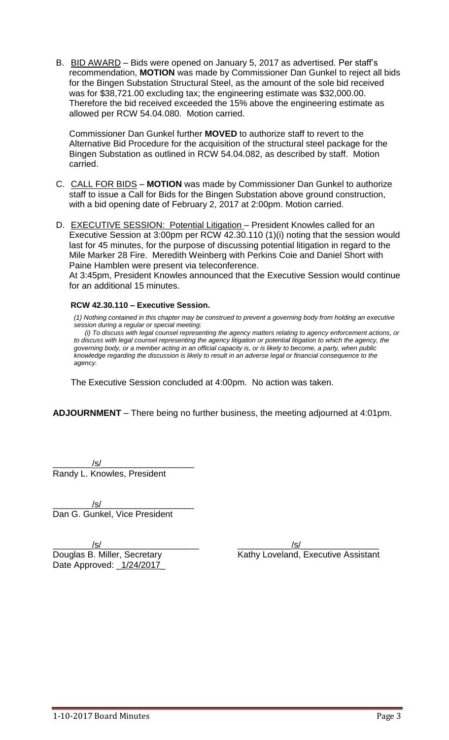B. BID AWARD – Bids were opened on January 5, 2017 as advertised. Per staff's recommendation, **MOTION** was made by Commissioner Dan Gunkel to reject all bids for the Bingen Substation Structural Steel, as the amount of the sole bid received was for $38,721.00 excluding tax; the engineering estimate was $32,000.00. Therefore the bid received exceeded the 15% above the engineering estimate as allowed per RCW 54.04.080. Motion carried.

   Commissioner Dan Gunkel further **MOVED** to authorize staff to revert to the Alternative Bid Procedure for the acquisition of the structural steel package for the Bingen Substation as outlined in RCW 54.04.082, as described by staff. Motion carried.

C. CALL FOR BIDS – **MOTION** was made by Commissioner Dan Gunkel to authorize staff to issue a Call for Bids for the Bingen Substation above ground construction, with a bid opening date of February 2, 2017 at 2:00pm. Motion carried.

D. EXECUTIVE SESSION: Potential Litigation – President Knowles called for an Executive Session at 3:00pm per RCW 42.30.110 (1)(i) noting that the session would last for 45 minutes, for the purpose of discussing potential litigation in regard to the Mile Marker 28 Fire. Meredith Weinberg with Perkins Coie and Daniel Short with Paine Hamblen were present via teleconference.
   At 3:45pm, President Knowles announced that the Executive Session would continue for an additional 15 minutes.

   **RCW 42.30.110 – Executive Session.**

   *(1) Nothing contained in this chapter may be construed to prevent a governing body from holding an executive session during a regular or special meeting:*

   *(i) To discuss with legal counsel representing the agency matters relating to agency enforcement actions, or to discuss with legal counsel representing the agency litigation or potential litigation to which the agency, the governing body, or a member acting in an official capacity is, or is likely to become, a party, when public knowledge regarding the discussion is likely to result in an adverse legal or financial consequence to the agency.*

   The Executive Session concluded at 4:00pm. No action was taken.

**ADJOURNMENT** – There being no further business, the meeting adjourned at 4:01pm.

/s/
Randy L. Knowles, President

/s/
Dan G. Gunkel, Vice President

/s/
Douglas B. Miller, Secretary

/s/
Kathy Loveland, Executive Assistant

Date Approved: 1/24/2017